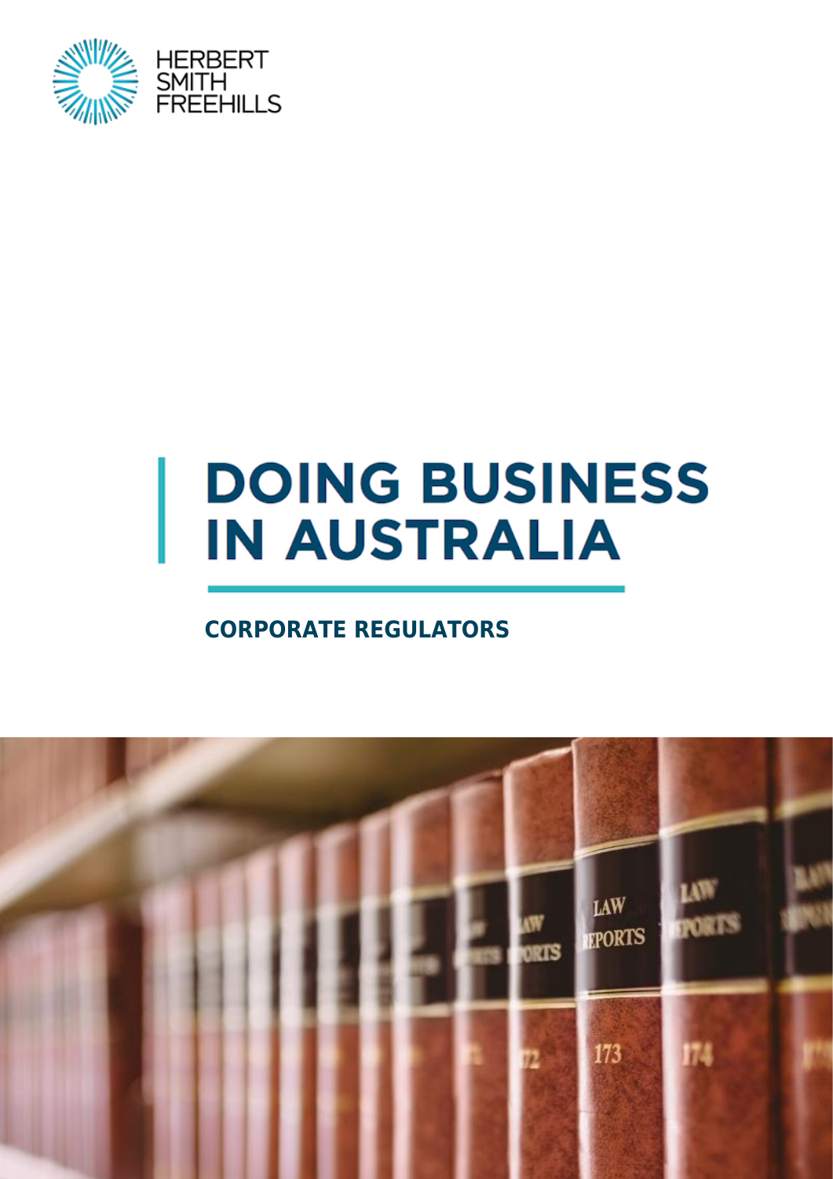HERBERT SMITH FREEHILLS

# DOING BUSINESS IN AUSTRALIA

## CORPORATE REGULATORS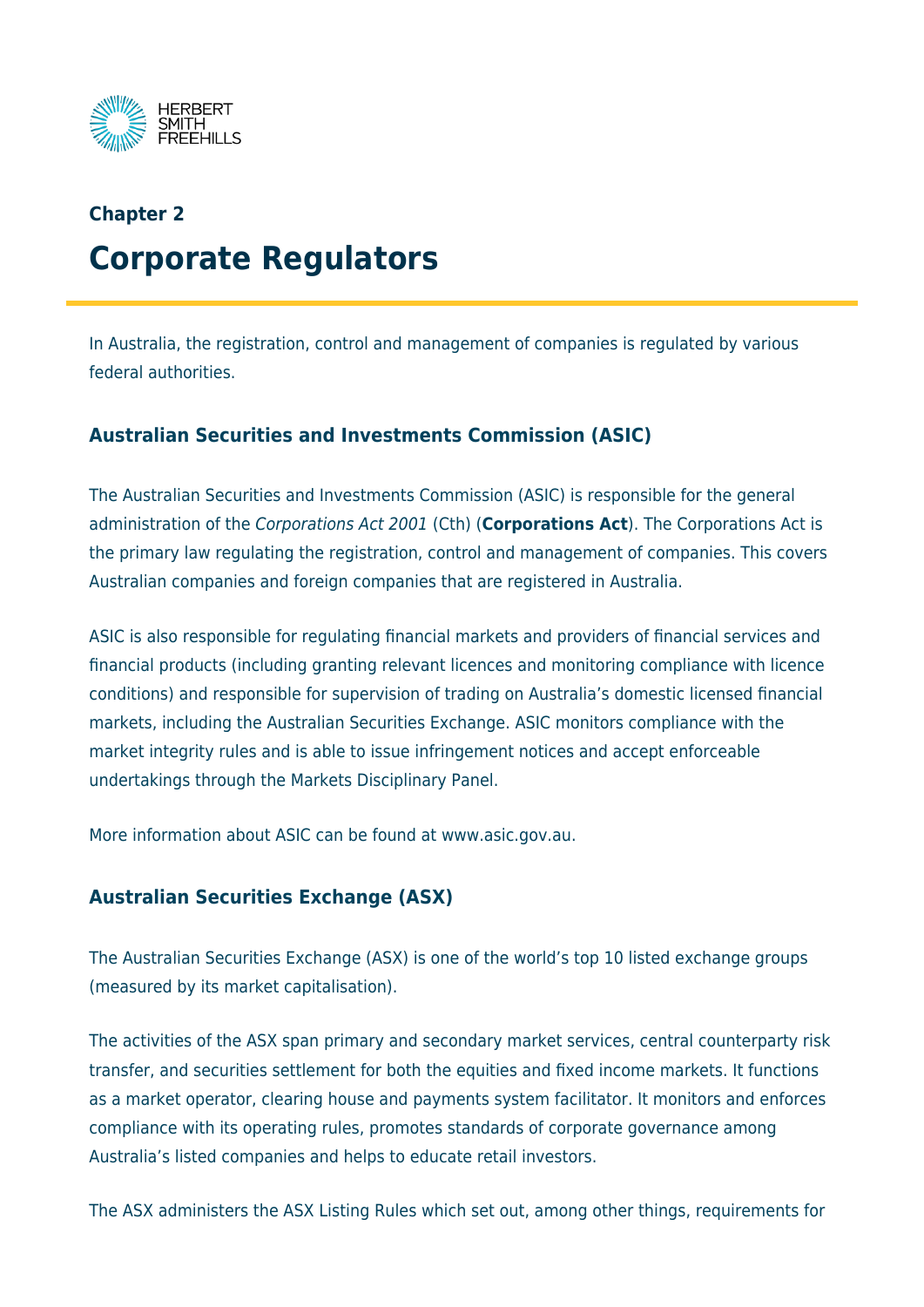## Chapter 2

# Corporate Regulators

In Australia, the registration, control and management of companies is regulated by various federal authorities.

### Australian Securities and Investments Commission (ASIC)

The Australian Securities and Investments Commission (ASIC) is responsible for the general administration of the *Corporations Act 2001* (Cth) (**Corporations Act**). The Corporations Act is the primary law regulating the registration, control and management of companies. This covers Australian companies and foreign companies that are registered in Australia.

ASIC is also responsible for regulating financial markets and providers of financial services and financial products (including granting relevant licences and monitoring compliance with licence conditions) and responsible for supervision of trading on Australia's domestic licensed financial markets, including the Australian Securities Exchange. ASIC monitors compliance with the market integrity rules and is able to issue infringement notices and accept enforceable undertakings through the Markets Disciplinary Panel.

More information about ASIC can be found at www.asic.gov.au.

### Australian Securities Exchange (ASX)

The Australian Securities Exchange (ASX) is one of the world's top 10 listed exchange groups (measured by its market capitalisation).

The activities of the ASX span primary and secondary market services, central counterparty risk transfer, and securities settlement for both the equities and fixed income markets. It functions as a market operator, clearing house and payments system facilitator. It monitors and enforces compliance with its operating rules, promotes standards of corporate governance among Australia's listed companies and helps to educate retail investors.

The ASX administers the ASX Listing Rules which set out, among other things, requirements for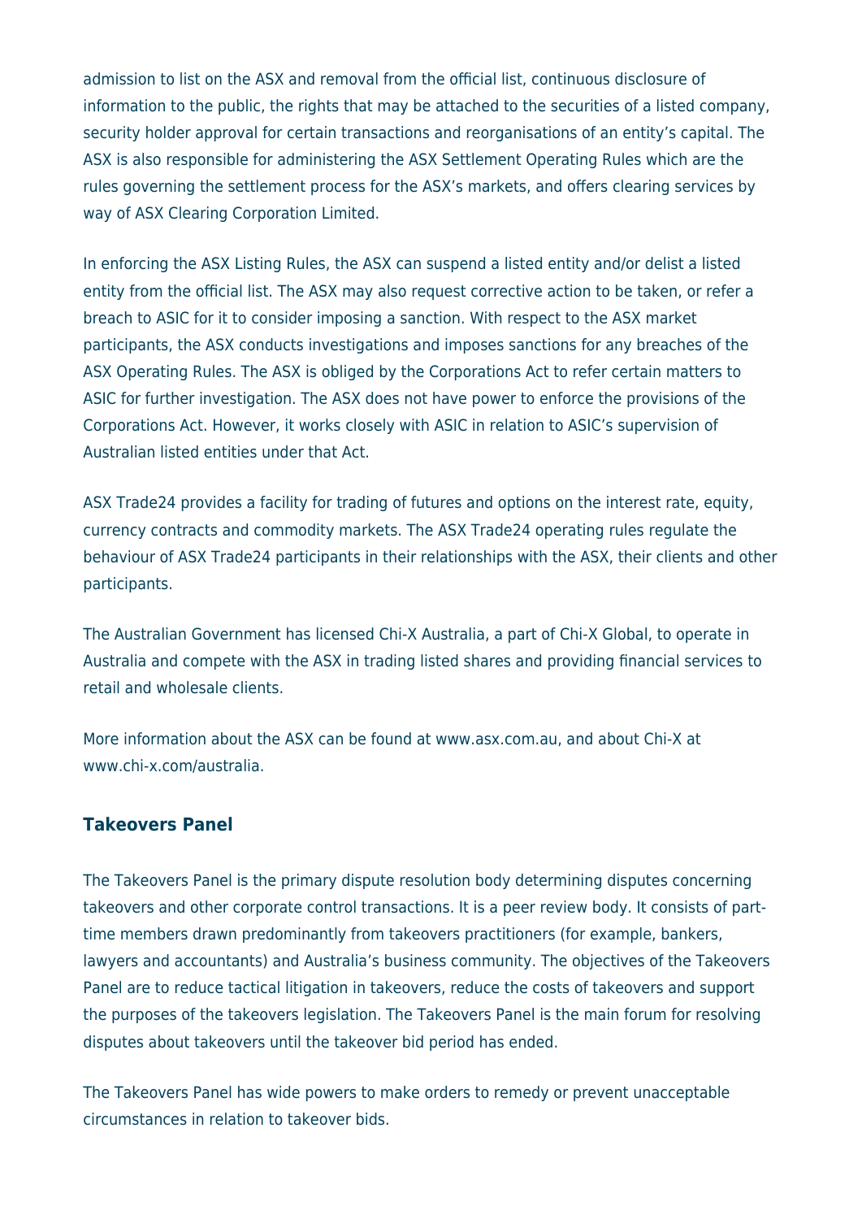admission to list on the ASX and removal from the official list, continuous disclosure of information to the public, the rights that may be attached to the securities of a listed company, security holder approval for certain transactions and reorganisations of an entity's capital. The ASX is also responsible for administering the ASX Settlement Operating Rules which are the rules governing the settlement process for the ASX's markets, and offers clearing services by way of ASX Clearing Corporation Limited.

In enforcing the ASX Listing Rules, the ASX can suspend a listed entity and/or delist a listed entity from the official list. The ASX may also request corrective action to be taken, or refer a breach to ASIC for it to consider imposing a sanction. With respect to the ASX market participants, the ASX conducts investigations and imposes sanctions for any breaches of the ASX Operating Rules. The ASX is obliged by the Corporations Act to refer certain matters to ASIC for further investigation. The ASX does not have power to enforce the provisions of the Corporations Act. However, it works closely with ASIC in relation to ASIC's supervision of Australian listed entities under that Act.

ASX Trade24 provides a facility for trading of futures and options on the interest rate, equity, currency contracts and commodity markets. The ASX Trade24 operating rules regulate the behaviour of ASX Trade24 participants in their relationships with the ASX, their clients and other participants.

The Australian Government has licensed Chi-X Australia, a part of Chi-X Global, to operate in Australia and compete with the ASX in trading listed shares and providing financial services to retail and wholesale clients.

More information about the ASX can be found at www.asx.com.au, and about Chi-X at www.chi-x.com/australia.

### Takeovers Panel

The Takeovers Panel is the primary dispute resolution body determining disputes concerning takeovers and other corporate control transactions. It is a peer review body. It consists of part-time members drawn predominantly from takeovers practitioners (for example, bankers, lawyers and accountants) and Australia's business community. The objectives of the Takeovers Panel are to reduce tactical litigation in takeovers, reduce the costs of takeovers and support the purposes of the takeovers legislation. The Takeovers Panel is the main forum for resolving disputes about takeovers until the takeover bid period has ended.

The Takeovers Panel has wide powers to make orders to remedy or prevent unacceptable circumstances in relation to takeover bids.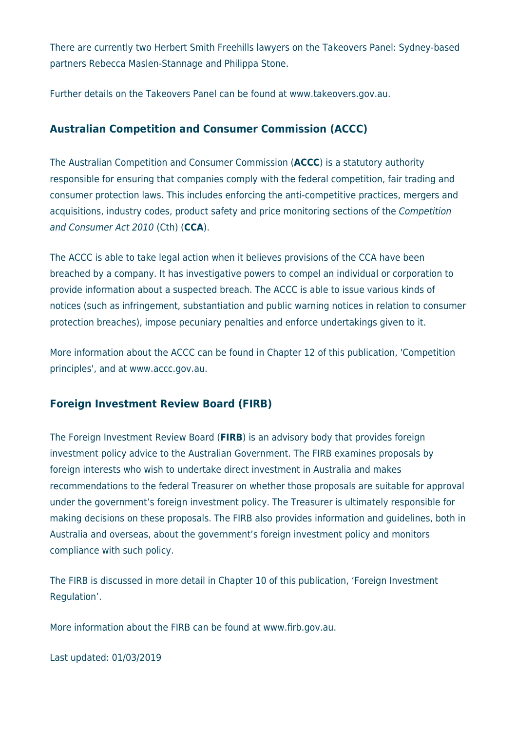There are currently two Herbert Smith Freehills lawyers on the Takeovers Panel: Sydney-based partners Rebecca Maslen-Stannage and Philippa Stone.

Further details on the Takeovers Panel can be found at www.takeovers.gov.au.

### Australian Competition and Consumer Commission (ACCC)

The Australian Competition and Consumer Commission (**ACCC**) is a statutory authority responsible for ensuring that companies comply with the federal competition, fair trading and consumer protection laws. This includes enforcing the anti-competitive practices, mergers and acquisitions, industry codes, product safety and price monitoring sections of the *Competition and Consumer Act 2010* (Cth) (**CCA**).

The ACCC is able to take legal action when it believes provisions of the CCA have been breached by a company. It has investigative powers to compel an individual or corporation to provide information about a suspected breach. The ACCC is able to issue various kinds of notices (such as infringement, substantiation and public warning notices in relation to consumer protection breaches), impose pecuniary penalties and enforce undertakings given to it.

More information about the ACCC can be found in Chapter 12 of this publication, 'Competition principles', and at www.accc.gov.au.

### Foreign Investment Review Board (FIRB)

The Foreign Investment Review Board (**FIRB**) is an advisory body that provides foreign investment policy advice to the Australian Government. The FIRB examines proposals by foreign interests who wish to undertake direct investment in Australia and makes recommendations to the federal Treasurer on whether those proposals are suitable for approval under the government's foreign investment policy. The Treasurer is ultimately responsible for making decisions on these proposals. The FIRB also provides information and guidelines, both in Australia and overseas, about the government's foreign investment policy and monitors compliance with such policy.

The FIRB is discussed in more detail in Chapter 10 of this publication, 'Foreign Investment Regulation'.

More information about the FIRB can be found at www.firb.gov.au.

Last updated: 01/03/2019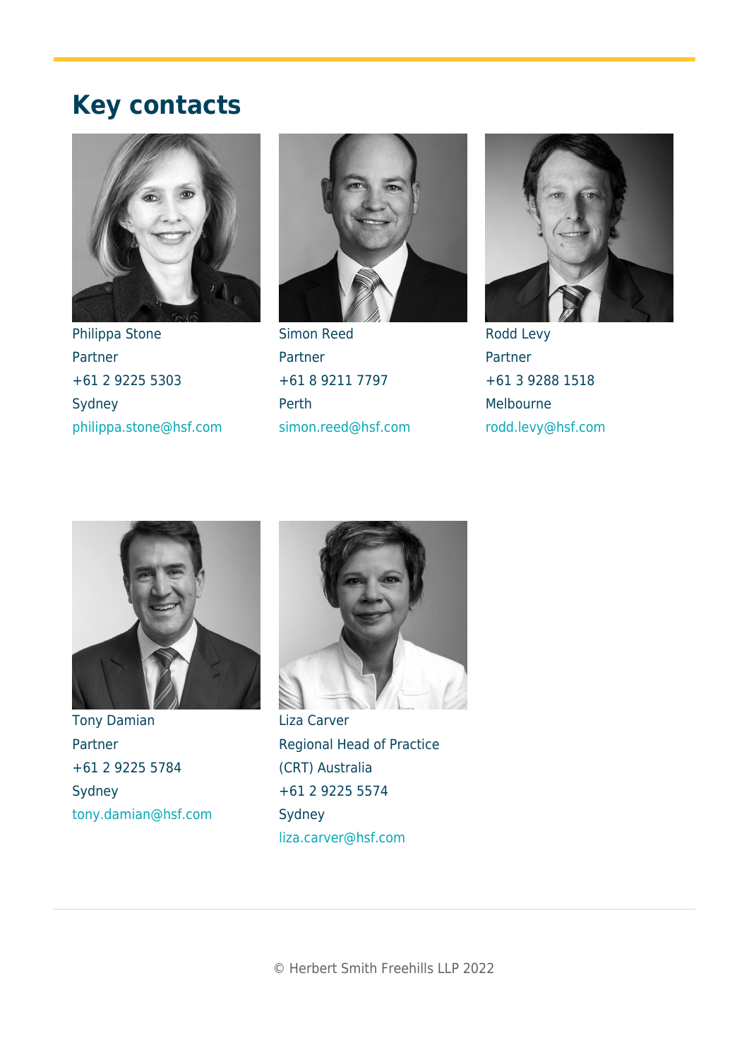## Key contacts

Philippa Stone
Partner
+61 2 9225 5303
Sydney
philippa.stone@hsf.com

Simon Reed
Partner
+61 8 9211 7797
Perth
simon.reed@hsf.com

Rodd Levy
Partner
+61 3 9288 1518
Melbourne
rodd.levy@hsf.com

Tony Damian
Partner
+61 2 9225 5784
Sydney
tony.damian@hsf.com

Liza Carver
Regional Head of Practice (CRT) Australia
+61 2 9225 5574
Sydney
liza.carver@hsf.com

© Herbert Smith Freehills LLP 2022